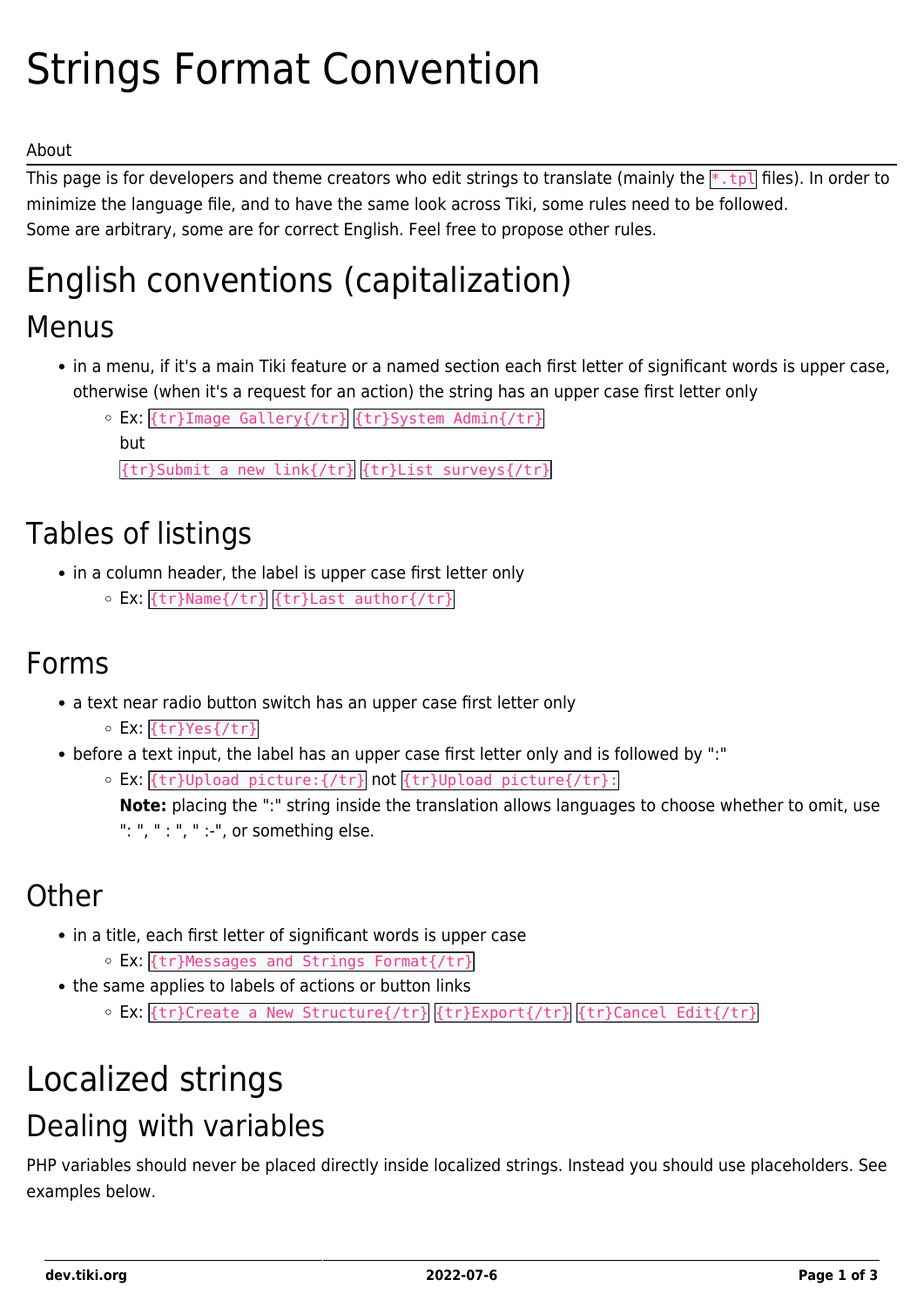# Strings Format Convention

About

This page is for developers and theme creators who edit strings to translate (mainly the `*.tpl` files). In order to minimize the language file, and to have the same look across Tiki, some rules need to be followed. Some are arbitrary, some are for correct English. Feel free to propose other rules.

# English conventions (capitalization)

## Menus

- in a menu, if it's a main Tiki feature or a named section each first letter of significant words is upper case, otherwise (when it's a request for an action) the string has an upper case first letter only
  - Ex: `{tr}Image Gallery{/tr}` `{tr}System Admin{/tr}`
    but
    `{tr}Submit a new link{/tr}` `{tr}List surveys{/tr}`

## Tables of listings

- in a column header, the label is upper case first letter only
  - Ex: `{tr}Name{/tr}` `{tr}Last author{/tr}`

## Forms

- a text near radio button switch has an upper case first letter only
  - Ex: `{tr}Yes{/tr}`
- before a text input, the label has an upper case first letter only and is followed by ":"
  - Ex: `{tr}Upload picture:{/tr}` not `{tr}Upload picture{/tr}:`
    **Note:** placing the ":" string inside the translation allows languages to choose whether to omit, use ": ", " : ", " :-", or something else.

## Other

- in a title, each first letter of significant words is upper case
  - Ex: `{tr}Messages and Strings Format{/tr}`
- the same applies to labels of actions or button links
  - Ex: `{tr}Create a New Structure{/tr}` `{tr}Export{/tr}` `{tr}Cancel Edit{/tr}`

# Localized strings

## Dealing with variables

PHP variables should never be placed directly inside localized strings. Instead you should use placeholders. See examples below.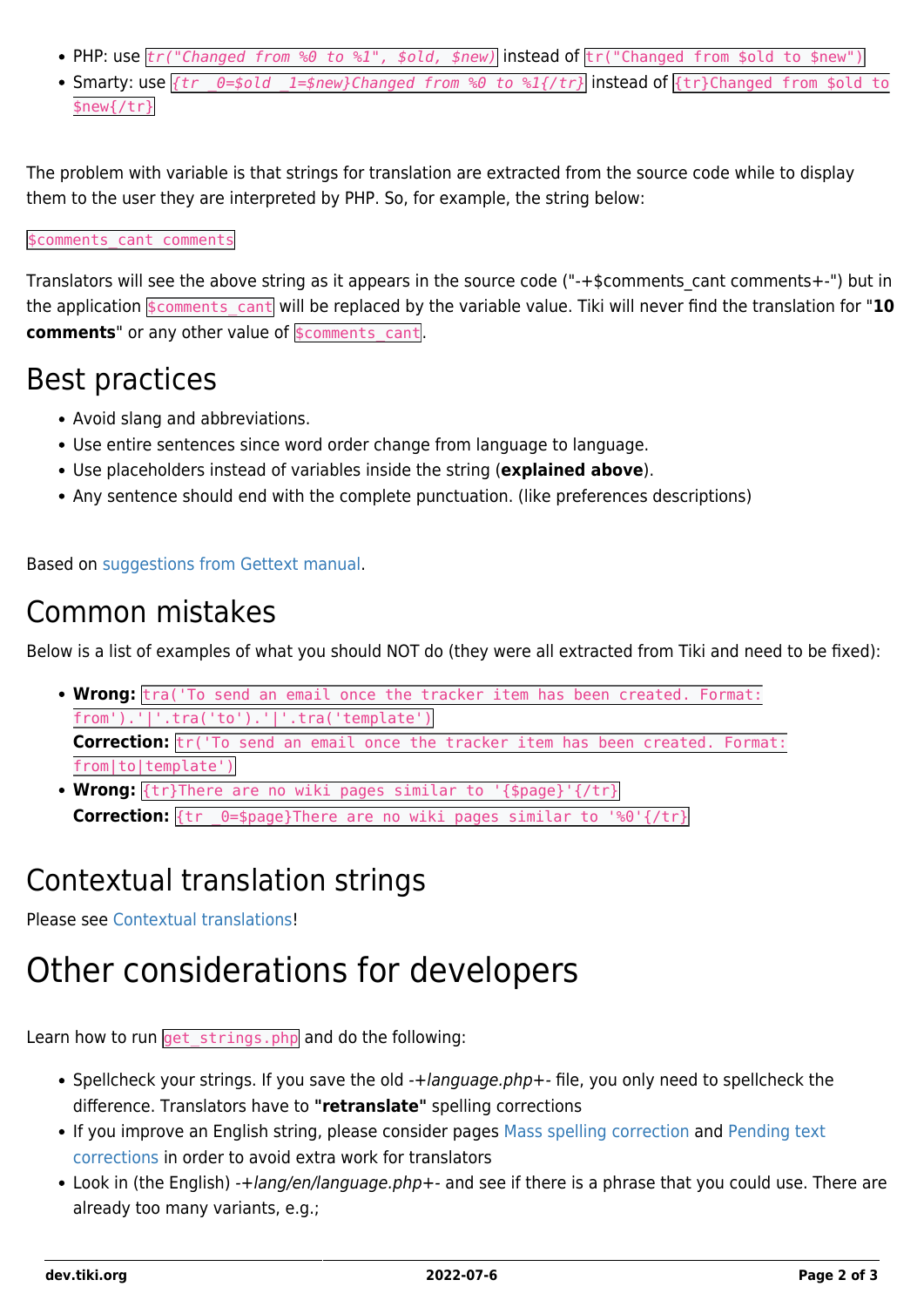- PHP: use `tr("Changed from %0 to %1", $old, $new)` instead of `tr("Changed from $old to $new")`
- Smarty: use `{tr _0=$old _1=$new}Changed from %0 to %1{/tr}` instead of `{tr}Changed from $old to $new{/tr}`

The problem with variable is that strings for translation are extracted from the source code while to display them to the user they are interpreted by PHP. So, for example, the string below:

`$comments_cant comments`

Translators will see the above string as it appears in the source code ("-+$comments_cant comments+-") but in the application `$comments_cant` will be replaced by the variable value. Tiki will never find the translation for "**10 comments**" or any other value of `$comments_cant`.

## Best practices

- Avoid slang and abbreviations.
- Use entire sentences since word order change from language to language.
- Use placeholders instead of variables inside the string (**explained above**).
- Any sentence should end with the complete punctuation. (like preferences descriptions)

Based on suggestions from Gettext manual.

## Common mistakes

Below is a list of examples of what you should NOT do (they were all extracted from Tiki and need to be fixed):

- **Wrong:** `tra('To send an email once the tracker item has been created. Format: from').'|'.tra('to').'|'.tra('template')`
  **Correction:** `tr('To send an email once the tracker item has been created. Format: from|to|template')`
- **Wrong:** `{tr}There are no wiki pages similar to '{$page}'{/tr}`
  **Correction:** `{tr _0=$page}There are no wiki pages similar to '%0'{/tr}`

## Contextual translation strings

Please see Contextual translations!

# Other considerations for developers

Learn how to run `get_strings.php` and do the following:

- Spellcheck your strings. If you save the old *-+language.php+-* file, you only need to spellcheck the difference. Translators have to **"retranslate"** spelling corrections
- If you improve an English string, please consider pages Mass spelling correction and Pending text corrections in order to avoid extra work for translators
- Look in (the English) *-+lang/en/language.php+-* and see if there is a phrase that you could use. There are already too many variants, e.g.;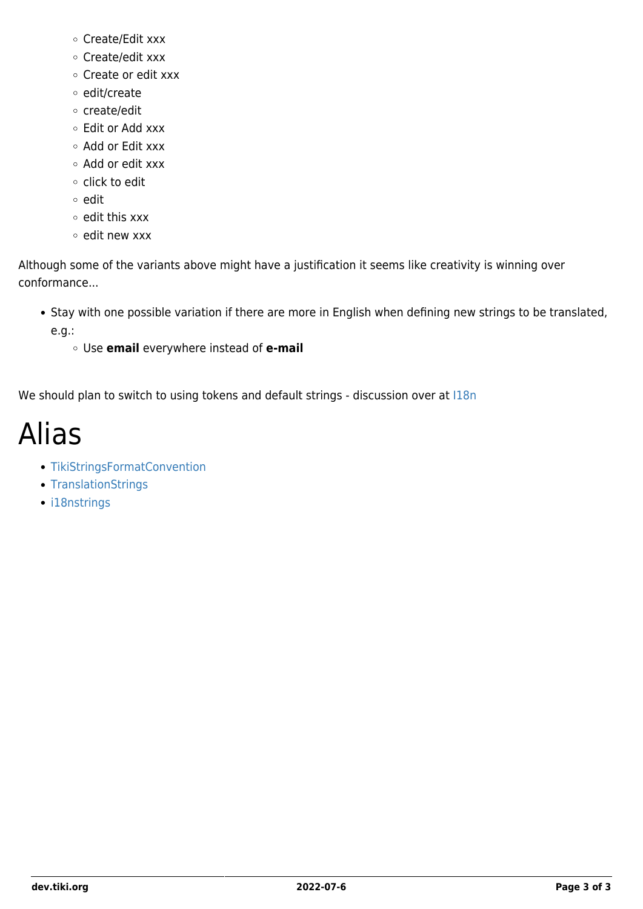- Create/Edit xxx
    - Create/edit xxx
    - Create or edit xxx
    - edit/create
    - create/edit
    - Edit or Add xxx
    - Add or Edit xxx
    - Add or edit xxx
    - click to edit
    - edit
    - edit this xxx
    - edit new xxx

Although some of the variants above might have a justification it seems like creativity is winning over conformance...

- Stay with one possible variation if there are more in English when defining new strings to be translated, e.g.:
    - Use **email** everywhere instead of **e-mail**

We should plan to switch to using tokens and default strings - discussion over at I18n

# Alias

- TikiStringsFormatConvention
- TranslationStrings
- i18nstrings